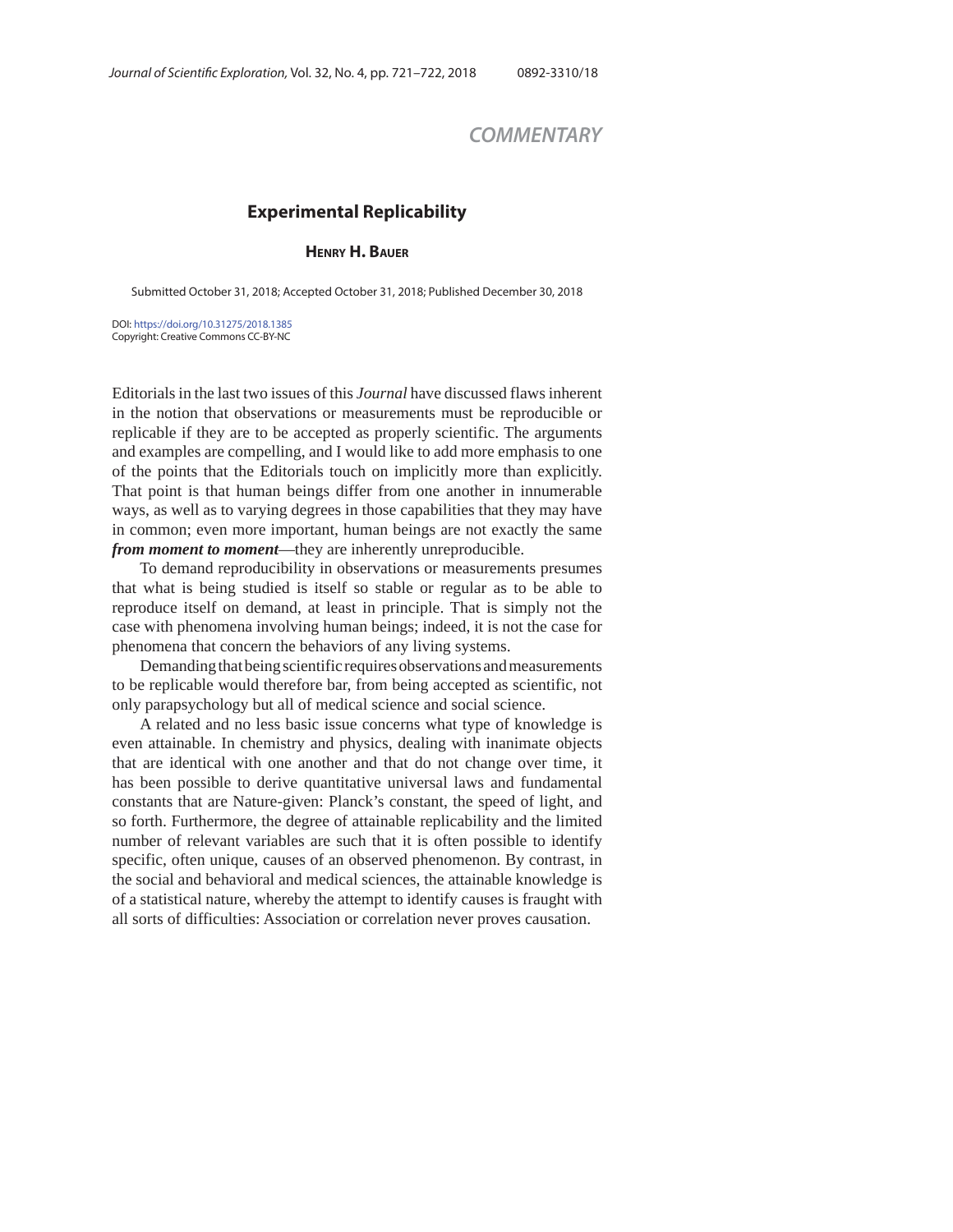COMMENTARY

# Experimental Replicability

**Henry H. Bauer**

Submitted October 31, 2018; Accepted October 31, 2018; Published December 30, 2018

DOI: https://doi.org/10.31275/2018.1385
Copyright: Creative Commons CC-BY-NC

Editorials in the last two issues of this *Journal* have discussed flaws inherent in the notion that observations or measurements must be reproducible or replicable if they are to be accepted as properly scientific. The arguments and examples are compelling, and I would like to add more emphasis to one of the points that the Editorials touch on implicitly more than explicitly. That point is that human beings differ from one another in innumerable ways, as well as to varying degrees in those capabilities that they may have in common; even more important, human beings are not exactly the same ***from moment to moment***—they are inherently unreproducible.

To demand reproducibility in observations or measurements presumes that what is being studied is itself so stable or regular as to be able to reproduce itself on demand, at least in principle. That is simply not the case with phenomena involving human beings; indeed, it is not the case for phenomena that concern the behaviors of any living systems.

Demanding that being scientific requires observations and measurements to be replicable would therefore bar, from being accepted as scientific, not only parapsychology but all of medical science and social science.

A related and no less basic issue concerns what type of knowledge is even attainable. In chemistry and physics, dealing with inanimate objects that are identical with one another and that do not change over time, it has been possible to derive quantitative universal laws and fundamental constants that are Nature-given: Planck's constant, the speed of light, and so forth. Furthermore, the degree of attainable replicability and the limited number of relevant variables are such that it is often possible to identify specific, often unique, causes of an observed phenomenon. By contrast, in the social and behavioral and medical sciences, the attainable knowledge is of a statistical nature, whereby the attempt to identify causes is fraught with all sorts of difficulties: Association or correlation never proves causation.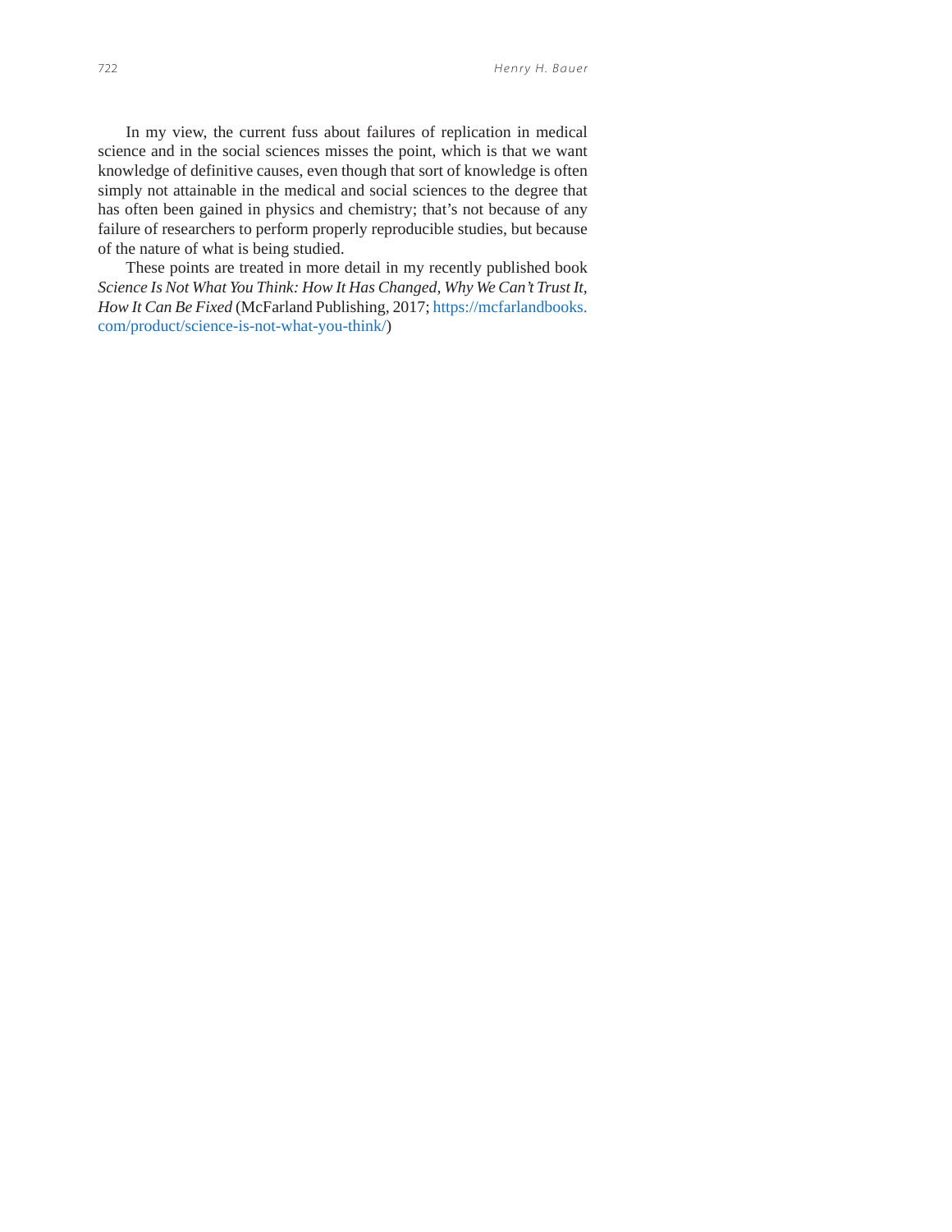In my view, the current fuss about failures of replication in medical science and in the social sciences misses the point, which is that we want knowledge of definitive causes, even though that sort of knowledge is often simply not attainable in the medical and social sciences to the degree that has often been gained in physics and chemistry; that's not because of any failure of researchers to perform properly reproducible studies, but because of the nature of what is being studied.

These points are treated in more detail in my recently published book *Science Is Not What You Think: How It Has Changed, Why We Can't Trust It, How It Can Be Fixed* (McFarland Publishing, 2017; https://mcfarlandbooks.com/product/science-is-not-what-you-think/)